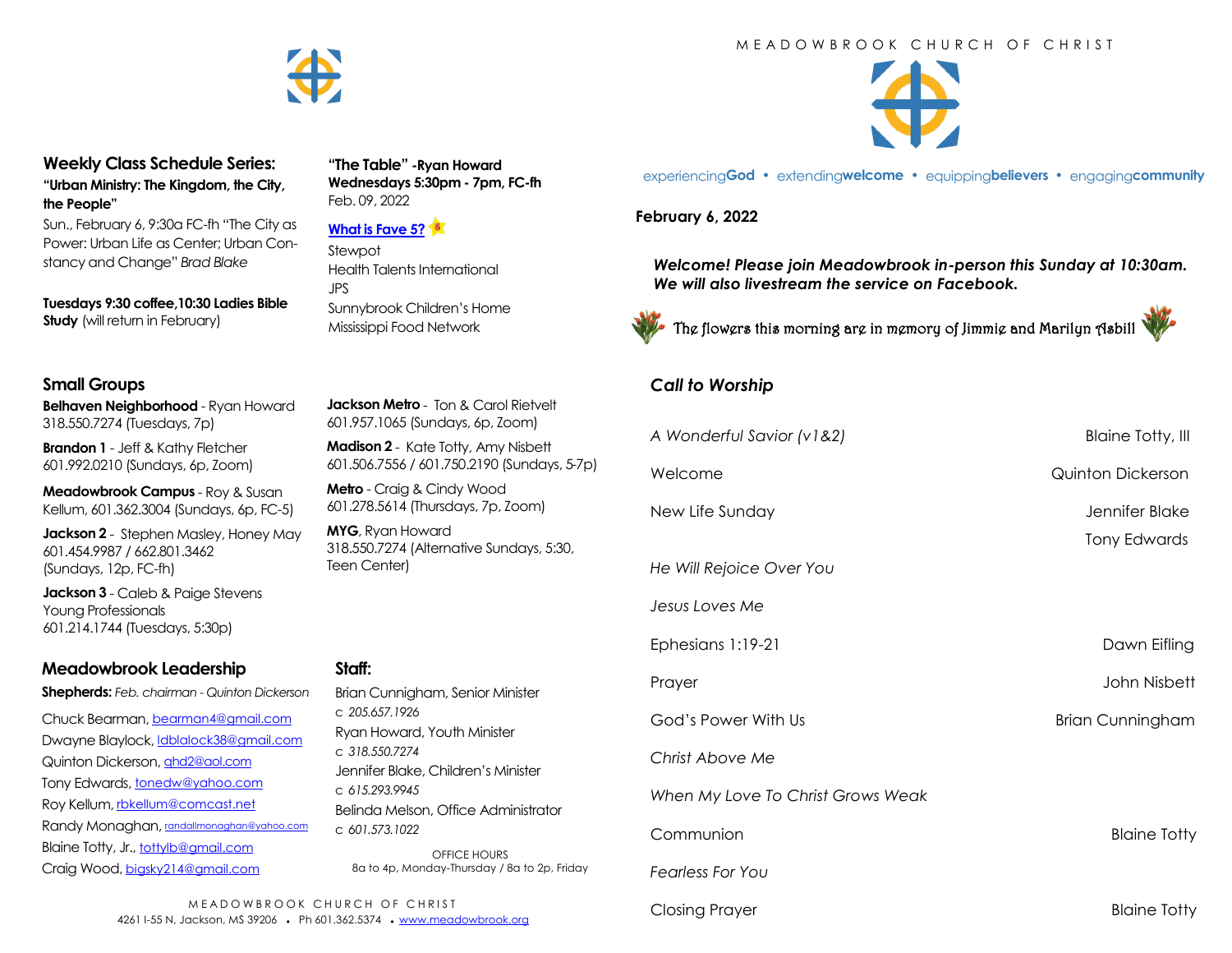## Weekly Class Schedule Series:

**"Urban Ministry: The Kingdom, the City, the People"**

Sun., February 6, 9:30a FC-fh "The City as Power: Urban Life as Center; Urban Constancy and Change" *Brad Blake*

**Tuesdays 9:30 coffee,10:30 Ladies Bible Study** (will return in February)

**"The Table" -Ryan Howard**
**Wednesdays 5:30pm - 7pm, FC-fh**
Feb. 09, 2022

**What is Fave 5?**

Stewpot
Health Talents International
JPS
Sunnybrook Children's Home
Mississippi Food Network

## Small Groups

**Belhaven Neighborhood** - Ryan Howard 318.550.7274 (Tuesdays, 7p)

**Brandon 1** - Jeff & Kathy Fletcher 601.992.0210 (Sundays, 6p, Zoom)

**Meadowbrook Campus** - Roy & Susan Kellum, 601.362.3004 (Sundays, 6p, FC-5)

**Jackson 2** - Stephen Masley, Honey May 601.454.9987 / 662.801.3462 (Sundays, 12p, FC-fh)

**Jackson 3** - Caleb & Paige Stevens Young Professionals 601.214.1744 (Tuesdays, 5:30p)

**Jackson Metro** - Ton & Carol Rietvelt 601.957.1065 (Sundays, 6p, Zoom)

**Madison 2** - Kate Totty, Amy Nisbett 601.506.7556 / 601.750.2190 (Sundays, 5-7p)

**Metro** - Craig & Cindy Wood 601.278.5614 (Thursdays, 7p, Zoom)

**MYG**, Ryan Howard 318.550.7274 (Alternative Sundays, 5:30, Teen Center)

## Meadowbrook Leadership

**Shepherds:** *Feb. chairman - Quinton Dickerson*

Chuck Bearman, bearman4@gmail.com
Dwayne Blaylock, ldblalock38@gmail.com
Quinton Dickerson, qhd2@aol.com
Tony Edwards, tonedw@yahoo.com
Roy Kellum, rbkellum@comcast.net
Randy Monaghan, randallmonaghan@yahoo.com
Blaine Totty, Jr., tottylb@gmail.com
Craig Wood, bigsky214@gmail.com

## Staff:

Brian Cunnigham, Senior Minister
c *205.657.1926*
Ryan Howard, Youth Minister
c *318.550.7274*
Jennifer Blake, Children's Minister
c *615.293.9945*
Belinda Melson, Office Administrator
c *601.573.1022*

OFFICE HOURS
8a to 4p, Monday-Thursday / 8a to 2p, Friday

MEADOWBROOK CHURCH OF CHRIST
4261 I-55 N, Jackson, MS 39206 • Ph 601.362.5374 • www.meadowbrook.org

# MEADOWBROOK CHURCH OF CHRIST

experiencing**God** • extending**welcome** • equipping**believers** • engaging**community**

**February 6, 2022**

***Welcome! Please join Meadowbrook in-person this Sunday at 10:30am. We will also livestream the service on Facebook.***

The flowers this morning are in memory of Jimmie and Marilyn Asbill

## *Call to Worship*

| | |
|---|---|
| *A Wonderful Savior (v1&2)* | Blaine Totty, III |
| Welcome | Quinton Dickerson |
| New Life Sunday | Jennifer Blake<br>Tony Edwards |
| *He Will Rejoice Over You* | |
| *Jesus Loves Me* | |
| Ephesians 1:19-21 | Dawn Eifling |
| Prayer | John Nisbett |
| God's Power With Us | Brian Cunningham |
| *Christ Above Me* | |
| *When My Love To Christ Grows Weak* | |
| Communion | Blaine Totty |
| *Fearless For You* | |
| Closing Prayer | Blaine Totty |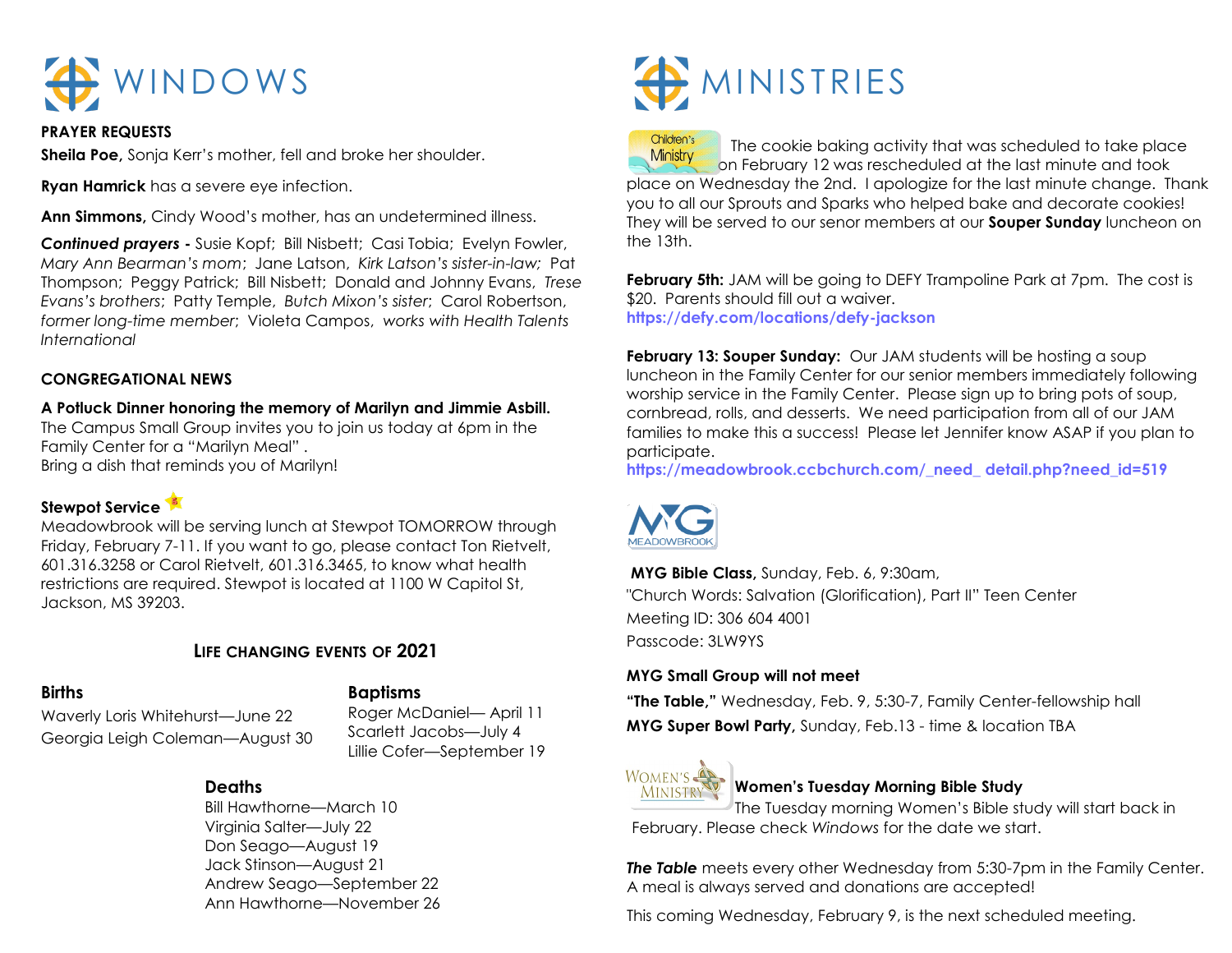# WINDOWS

**PRAYER REQUESTS**

**Sheila Poe,** Sonja Kerr's mother, fell and broke her shoulder.

**Ryan Hamrick** has a severe eye infection.

**Ann Simmons,** Cindy Wood's mother, has an undetermined illness.

***Continued prayers -*** Susie Kopf; Bill Nisbett; Casi Tobia; Evelyn Fowler, *Mary Ann Bearman's mom*; Jane Latson, *Kirk Latson's sister-in-law;* Pat Thompson; Peggy Patrick; Bill Nisbett; Donald and Johnny Evans, *Trese Evans's brothers*; Patty Temple, *Butch Mixon's sister*; Carol Robertson, *former long-time member*; Violeta Campos, *works with Health Talents International*

**CONGREGATIONAL NEWS**

**A Potluck Dinner honoring the memory of Marilyn and Jimmie Asbill.**
The Campus Small Group invites you to join us today at 6pm in the Family Center for a "Marilyn Meal" .
Bring a dish that reminds you of Marilyn!

**Stewpot Service**
Meadowbrook will be serving lunch at Stewpot TOMORROW through Friday, February 7-11. If you want to go, please contact Ton Rietvelt, 601.316.3258 or Carol Rietvelt, 601.316.3465, to know what health restrictions are required. Stewpot is located at 1100 W Capitol St, Jackson, MS 39203.

**LIFE CHANGING EVENTS OF 2021**

**Births**
Waverly Loris Whitehurst—June 22
Georgia Leigh Coleman—August 30

**Baptisms**
Roger McDaniel— April 11
Scarlett Jacobs—July 4
Lillie Cofer—September 19

**Deaths**
Bill Hawthorne—March 10
Virginia Salter—July 22
Don Seago—August 19
Jack Stinson—August 21
Andrew Seago—September 22
Ann Hawthorne—November 26

# MINISTRIES

Children's Ministry

The cookie baking activity that was scheduled to take place on February 12 was rescheduled at the last minute and took place on Wednesday the 2nd. I apologize for the last minute change. Thank you to all our Sprouts and Sparks who helped bake and decorate cookies! They will be served to our senor members at our **Souper Sunday** luncheon on the 13th.

**February 5th:** JAM will be going to DEFY Trampoline Park at 7pm. The cost is $20. Parents should fill out a waiver.
https://defy.com/locations/defy-jackson

**February 13: Souper Sunday:** Our JAM students will be hosting a soup luncheon in the Family Center for our senior members immediately following worship service in the Family Center. Please sign up to bring pots of soup, cornbread, rolls, and desserts. We need participation from all of our JAM families to make this a success! Please let Jennifer know ASAP if you plan to participate.
https://meadowbrook.ccbchurch.com/_need_ detail.php?need_id=519

MYG MEADOWBROOK

**MYG Bible Class,** Sunday, Feb. 6, 9:30am,
"Church Words: Salvation (Glorification), Part II" Teen Center
Meeting ID: 306 604 4001
Passcode: 3LW9YS

**MYG Small Group will not meet**

**"The Table,"** Wednesday, Feb. 9, 5:30-7, Family Center-fellowship hall

**MYG Super Bowl Party,** Sunday, Feb.13 - time & location TBA

Women's Ministry

**Women's Tuesday Morning Bible Study**
The Tuesday morning Women's Bible study will start back in February. Please check *Windows* for the date we start.

***The Table*** meets every other Wednesday from 5:30-7pm in the Family Center. A meal is always served and donations are accepted!

This coming Wednesday, February 9, is the next scheduled meeting.